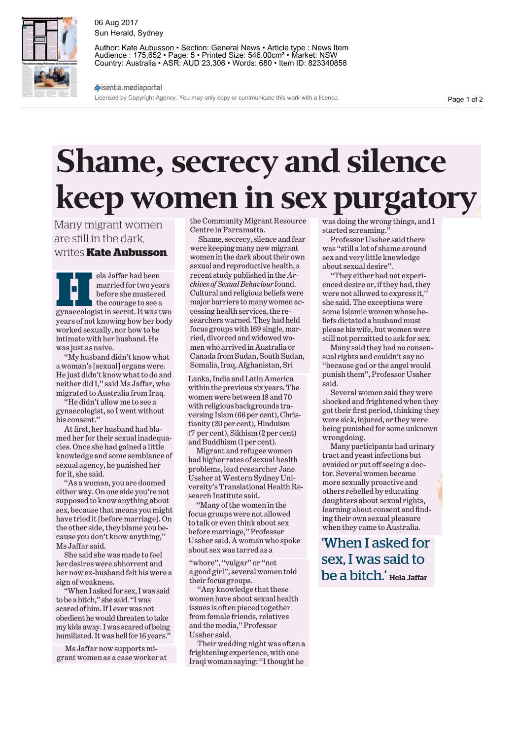06 Aug 2017
Sun Herald, Sydney

Author: Kate Aubusson • Section: General News • Article type : News Item
Audience : 175,652 • Page: 5 • Printed Size: 546.00cm² • Market: NSW
Country: Australia • ASR: AUD 23,306 • Words: 680 • Item ID: 823340858

Licensed by Copyright Agency. You may only copy or communicate this work with a licence.

# Shame, secrecy and silence keep women in sex purgatory

Many migrant women are still in the dark, writes **Kate Aubusson**.

Hela Jaffar had been married for two years before she mustered the courage to see a gynaecologist in secret. It was two years of not knowing how her body worked sexually, nor how to be intimate with her husband. He was just as naive.

"My husband didn't know what a woman's [sexual] organs were. He just didn't know what to do and neither did I," said Ms Jaffar, who migrated to Australia from Iraq.

"He didn't allow me to see a gynaecologist, so I went without his consent."

At first, her husband had blamed her for their sexual inadequacies. Once she had gained a little knowledge and some semblance of sexual agency, he punished her for it, she said.

"As a woman, you are doomed either way. On one side you're not supposed to know anything about sex, because that means you might have tried it [before marriage]. On the other side, they blame you because you don't know anything," Ms Jaffar said.

She said she was made to feel her desires were abhorrent and her now ex-husband felt his were a sign of weakness.

"When I asked for sex, I was said to be a bitch," she said. "I was scared of him. If I ever was not obedient he would threaten to take my kids away. I was scared of being humiliated. It was hell for 16 years."

Ms Jaffar now supports migrant women as a case worker at the Community Migrant Resource Centre in Parramatta.

Shame, secrecy, silence and fear were keeping many new migrant women in the dark about their own sexual and reproductive health, a recent study published in the *Archives of Sexual Behaviour* found. Cultural and religious beliefs were major barriers to many women accessing health services, the researchers warned. They had held focus groups with 169 single, married, divorced and widowed women who arrived in Australia or Canada from Sudan, South Sudan, Somalia, Iraq, Afghanistan, Sri Lanka, India and Latin America within the previous six years. The women were between 18 and 70 with religious backgrounds traversing Islam (66 per cent), Christianity (20 per cent), Hinduism (7 per cent), Sikhism (2 per cent) and Buddhism (1 per cent).

Migrant and refugee women had higher rates of sexual health problems, lead researcher Jane Ussher at Western Sydney University's Translational Health Research Institute said.

"Many of the women in the focus groups were not allowed to talk or even think about sex before marriage," Professor Ussher said. A woman who spoke about sex was tarred as a "whore", "vulgar" or "not a good girl", several women told their focus groups.

"Any knowledge that these women have about sexual health issues is often pieced together from female friends, relatives and the media," Professor Ussher said.

Their wedding night was often a frightening experience, with one Iraqi woman saying: "I thought he was doing the wrong things, and I started screaming."

Professor Ussher said there was "still a lot of shame around sex and very little knowledge about sexual desire".

"They either had not experienced desire or, if they had, they were not allowed to express it," she said. The exceptions were some Islamic women whose beliefs dictated a husband must please his wife, but women were still not permitted to ask for sex.

Many said they had no consensual rights and couldn't say no "because god or the angel would punish them", Professor Ussher said.

Several women said they were shocked and frightened when they got their first period, thinking they were sick, injured, or they were being punished for some unknown wrongdoing.

Many participants had urinary tract and yeast infections but avoided or put off seeing a doctor. Several women became more sexually proactive and others rebelled by educating daughters about sexual rights, learning about consent and finding their own sexual pleasure when they came to Australia.

> 'When I asked for sex, I was said to be a bitch.' **Hela Jaffar**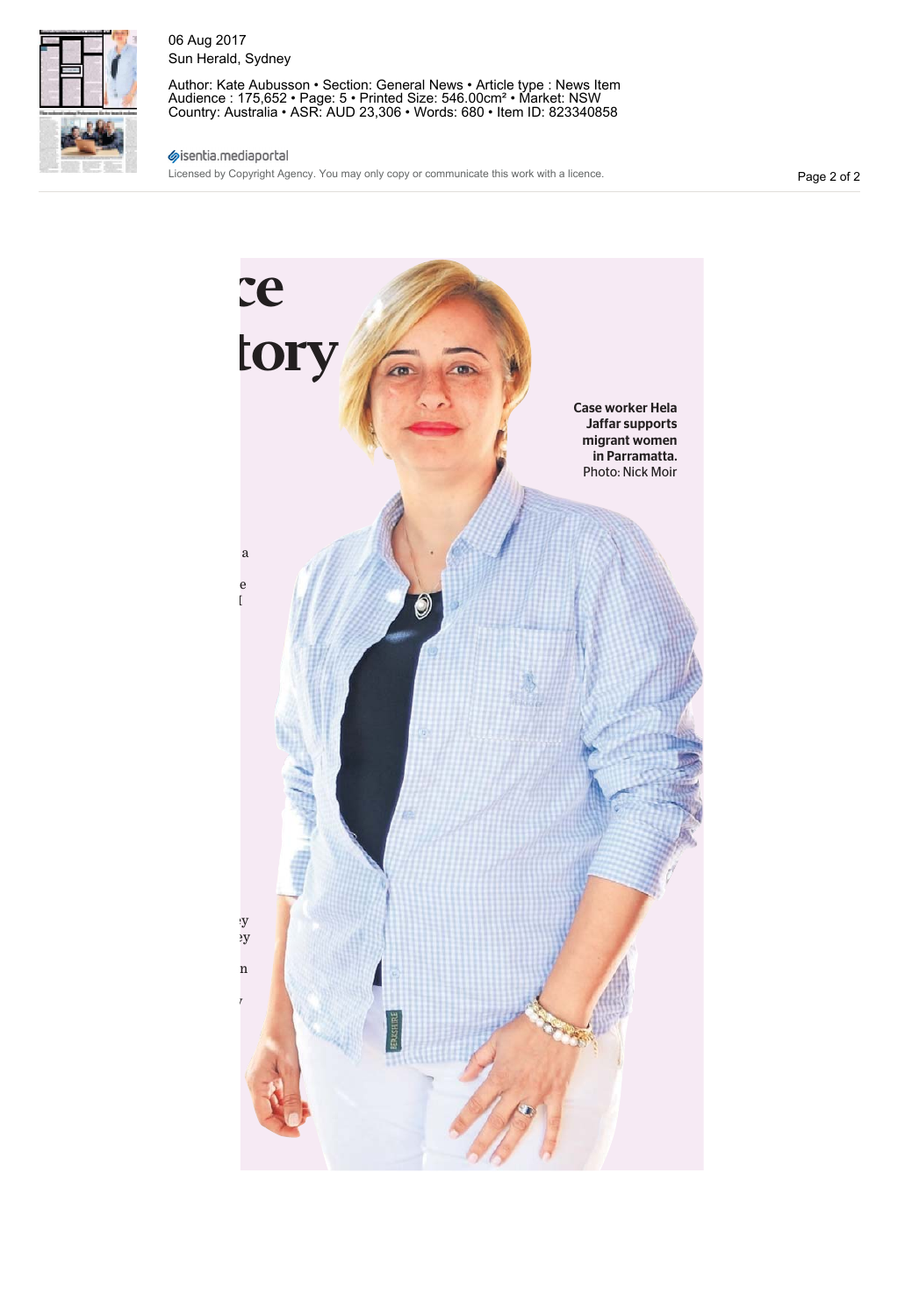Case worker Hela Jaffar supports migrant women in Parramatta. Photo: Nick Moir